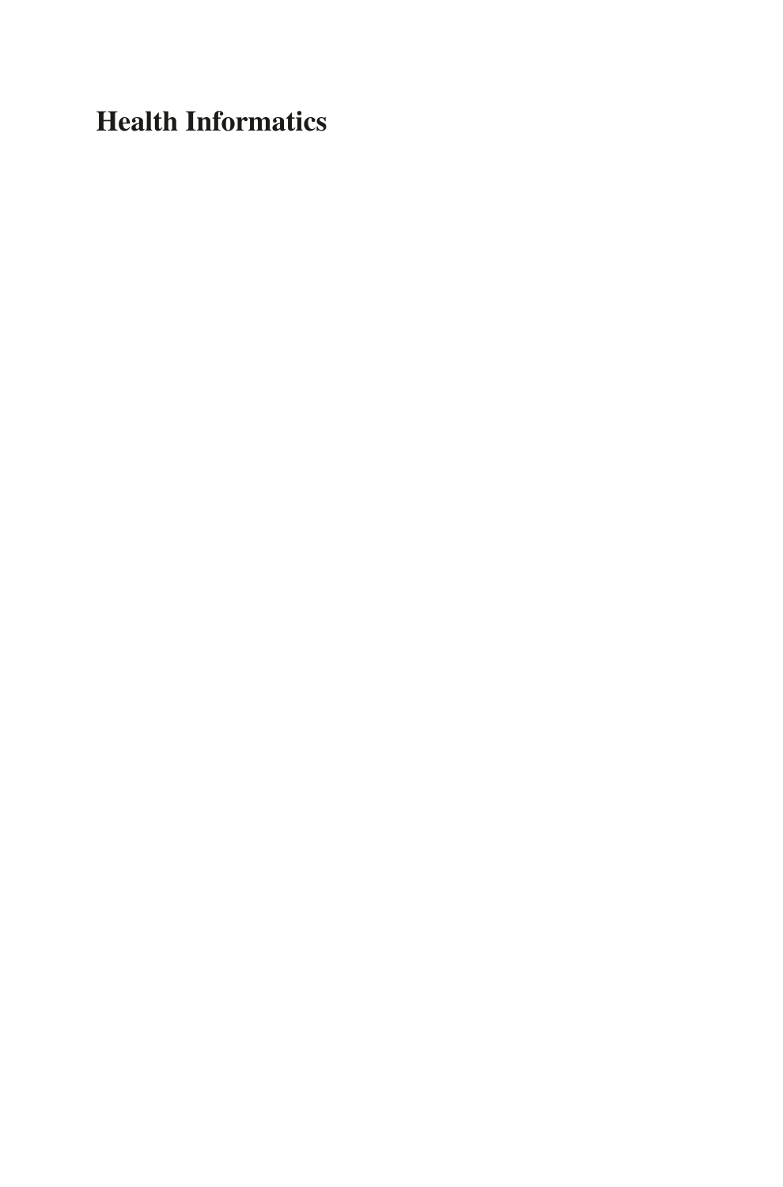# Health Informatics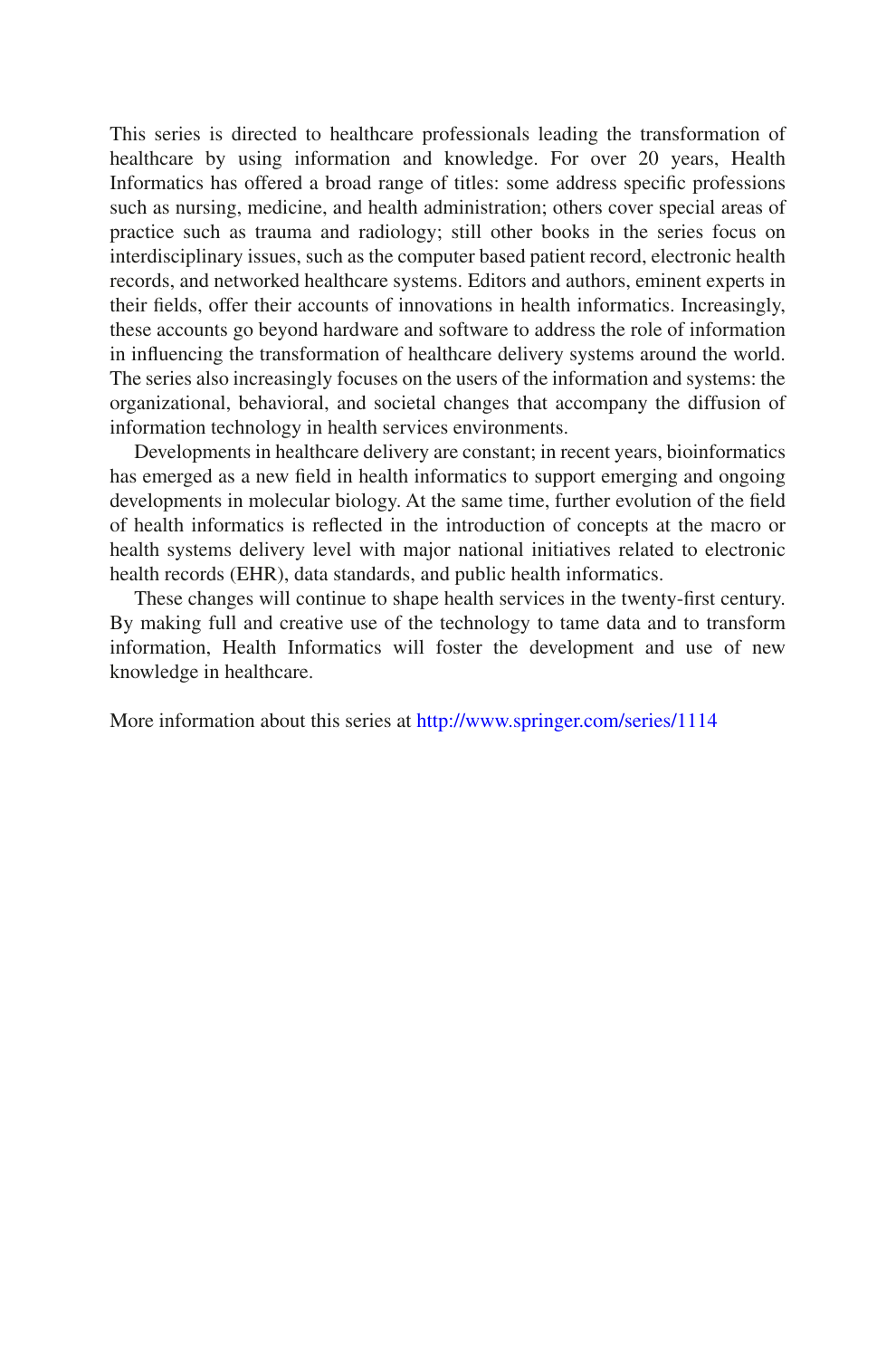This series is directed to healthcare professionals leading the transformation of healthcare by using information and knowledge. For over 20 years, Health Informatics has offered a broad range of titles: some address specific professions such as nursing, medicine, and health administration; others cover special areas of practice such as trauma and radiology; still other books in the series focus on interdisciplinary issues, such as the computer based patient record, electronic health records, and networked healthcare systems. Editors and authors, eminent experts in their fields, offer their accounts of innovations in health informatics. Increasingly, these accounts go beyond hardware and software to address the role of information in influencing the transformation of healthcare delivery systems around the world. The series also increasingly focuses on the users of the information and systems: the organizational, behavioral, and societal changes that accompany the diffusion of information technology in health services environments.

Developments in healthcare delivery are constant; in recent years, bioinformatics has emerged as a new field in health informatics to support emerging and ongoing developments in molecular biology. At the same time, further evolution of the field of health informatics is reflected in the introduction of concepts at the macro or health systems delivery level with major national initiatives related to electronic health records (EHR), data standards, and public health informatics.

These changes will continue to shape health services in the twenty-first century. By making full and creative use of the technology to tame data and to transform information, Health Informatics will foster the development and use of new knowledge in healthcare.

More information about this series at http://www.springer.com/series/1114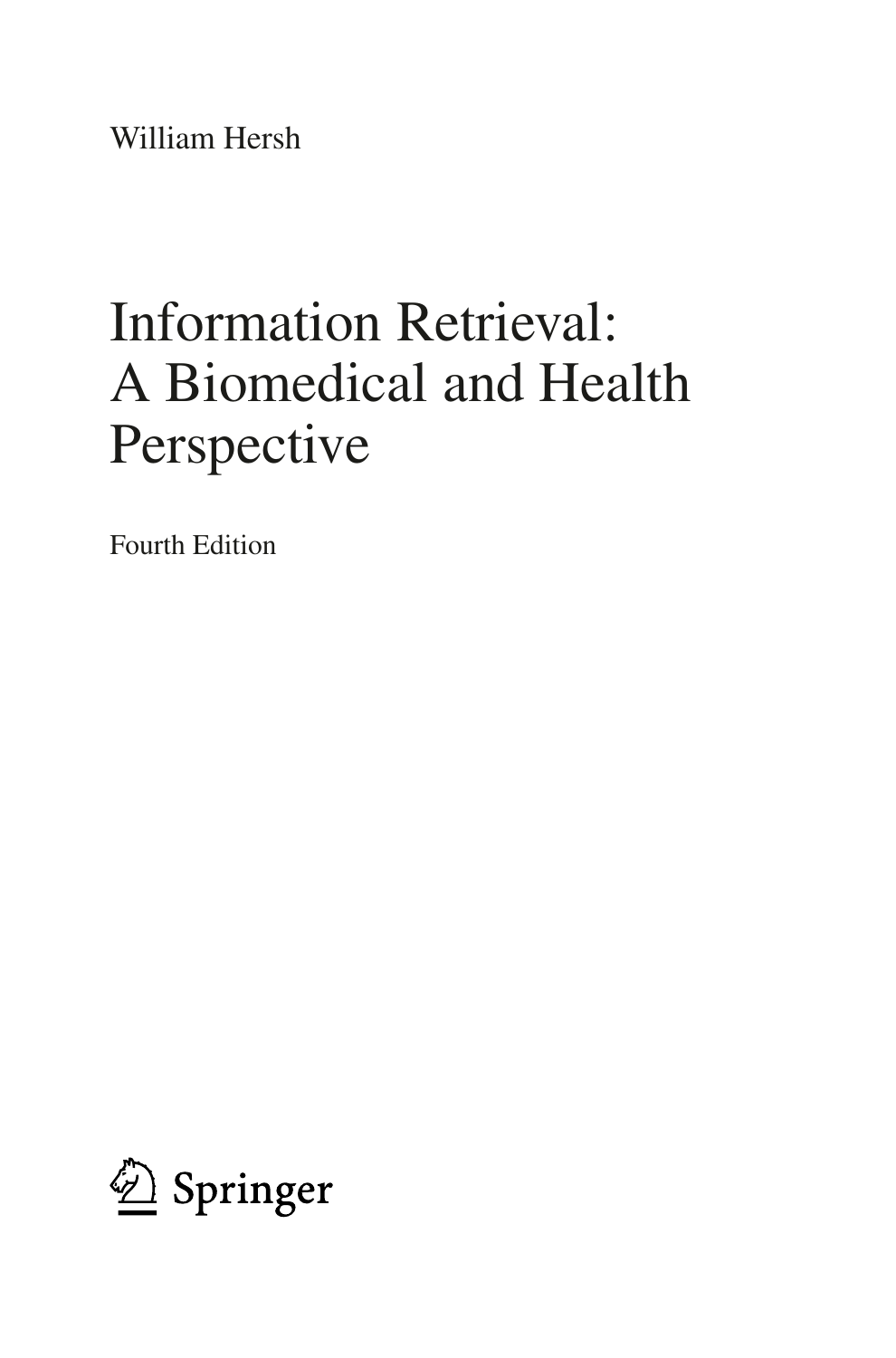William Hersh

# Information Retrieval: A Biomedical and Health Perspective

Fourth Edition

Springer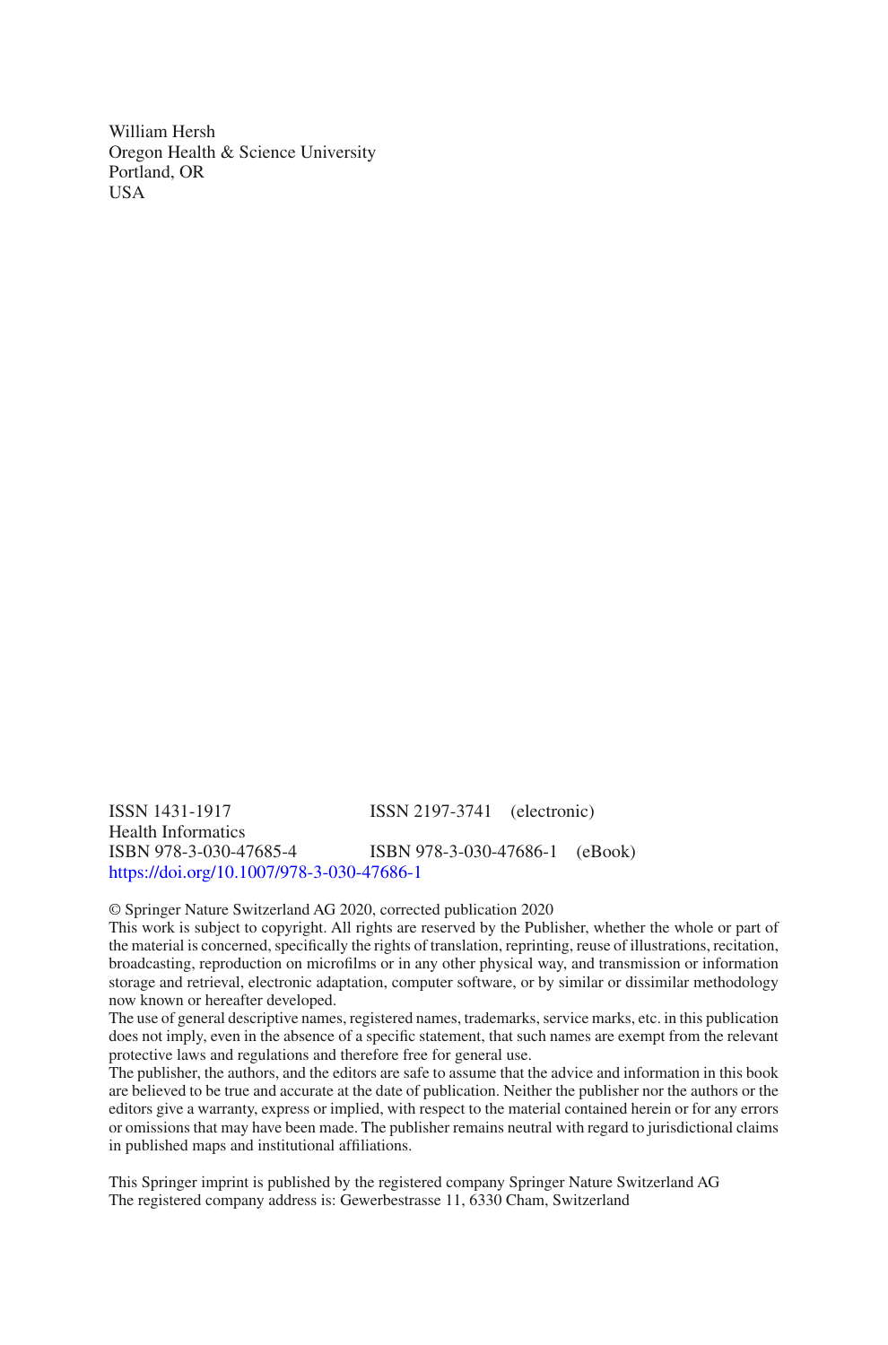William Hersh
Oregon Health & Science University
Portland, OR
USA

ISSN 1431-1917 ISSN 2197-3741 (electronic)
Health Informatics
ISBN 978-3-030-47685-4 ISBN 978-3-030-47686-1 (eBook)
https://doi.org/10.1007/978-3-030-47686-1

© Springer Nature Switzerland AG 2020, corrected publication 2020
This work is subject to copyright. All rights are reserved by the Publisher, whether the whole or part of the material is concerned, specifically the rights of translation, reprinting, reuse of illustrations, recitation, broadcasting, reproduction on microfilms or in any other physical way, and transmission or information storage and retrieval, electronic adaptation, computer software, or by similar or dissimilar methodology now known or hereafter developed.
The use of general descriptive names, registered names, trademarks, service marks, etc. in this publication does not imply, even in the absence of a specific statement, that such names are exempt from the relevant protective laws and regulations and therefore free for general use.
The publisher, the authors, and the editors are safe to assume that the advice and information in this book are believed to be true and accurate at the date of publication. Neither the publisher nor the authors or the editors give a warranty, express or implied, with respect to the material contained herein or for any errors or omissions that may have been made. The publisher remains neutral with regard to jurisdictional claims in published maps and institutional affiliations.

This Springer imprint is published by the registered company Springer Nature Switzerland AG
The registered company address is: Gewerbestrasse 11, 6330 Cham, Switzerland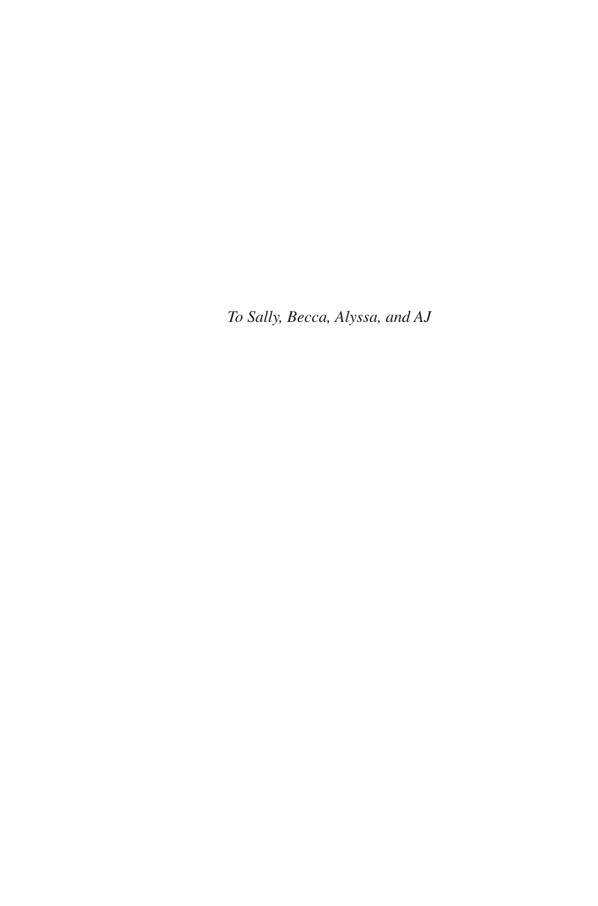*To Sally, Becca, Alyssa, and AJ*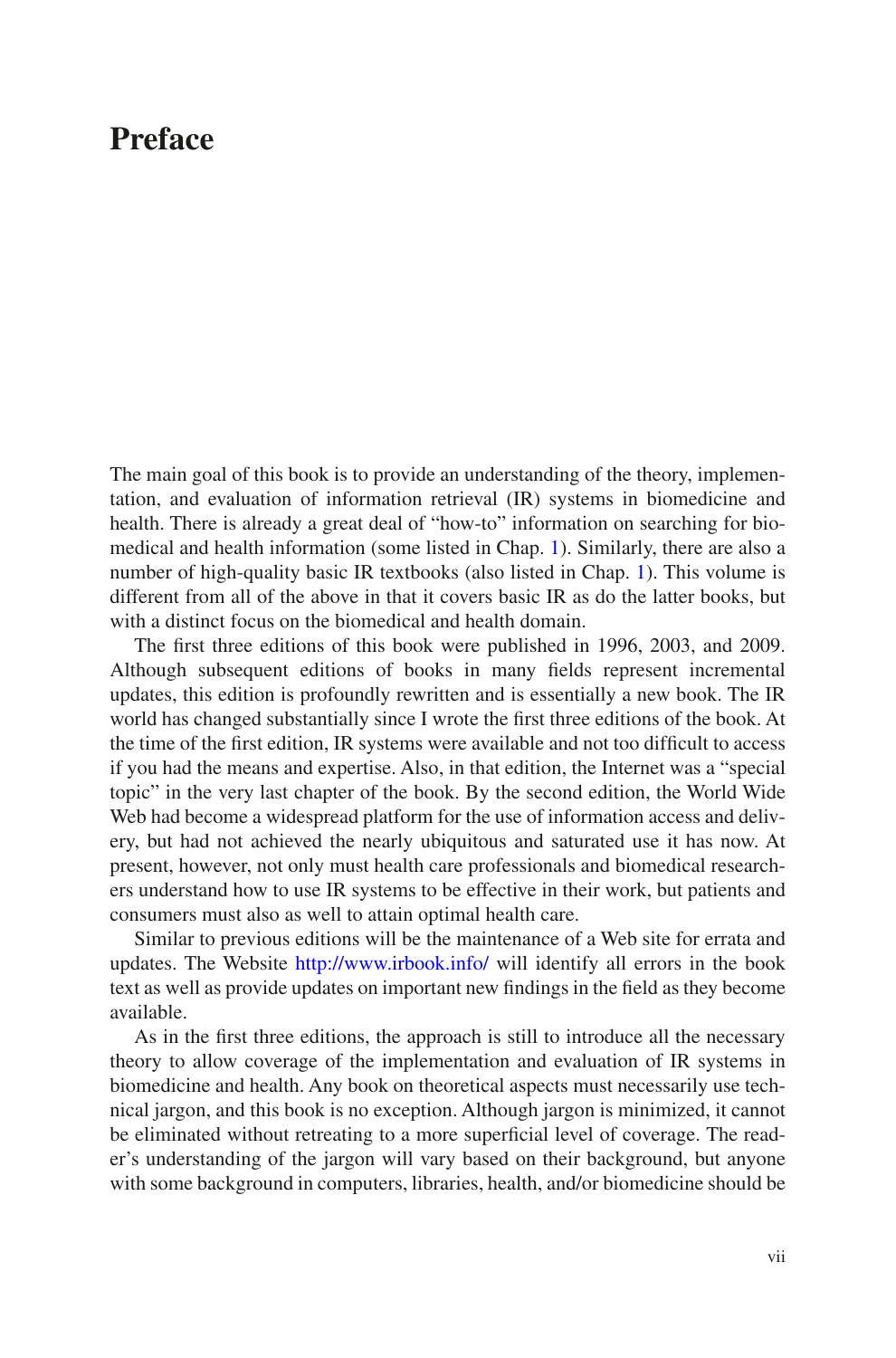# Preface

The main goal of this book is to provide an understanding of the theory, implementation, and evaluation of information retrieval (IR) systems in biomedicine and health. There is already a great deal of "how-to" information on searching for biomedical and health information (some listed in Chap. 1). Similarly, there are also a number of high-quality basic IR textbooks (also listed in Chap. 1). This volume is different from all of the above in that it covers basic IR as do the latter books, but with a distinct focus on the biomedical and health domain.

The first three editions of this book were published in 1996, 2003, and 2009. Although subsequent editions of books in many fields represent incremental updates, this edition is profoundly rewritten and is essentially a new book. The IR world has changed substantially since I wrote the first three editions of the book. At the time of the first edition, IR systems were available and not too difficult to access if you had the means and expertise. Also, in that edition, the Internet was a "special topic" in the very last chapter of the book. By the second edition, the World Wide Web had become a widespread platform for the use of information access and delivery, but had not achieved the nearly ubiquitous and saturated use it has now. At present, however, not only must health care professionals and biomedical researchers understand how to use IR systems to be effective in their work, but patients and consumers must also as well to attain optimal health care.

Similar to previous editions will be the maintenance of a Web site for errata and updates. The Website http://www.irbook.info/ will identify all errors in the book text as well as provide updates on important new findings in the field as they become available.

As in the first three editions, the approach is still to introduce all the necessary theory to allow coverage of the implementation and evaluation of IR systems in biomedicine and health. Any book on theoretical aspects must necessarily use technical jargon, and this book is no exception. Although jargon is minimized, it cannot be eliminated without retreating to a more superficial level of coverage. The reader's understanding of the jargon will vary based on their background, but anyone with some background in computers, libraries, health, and/or biomedicine should be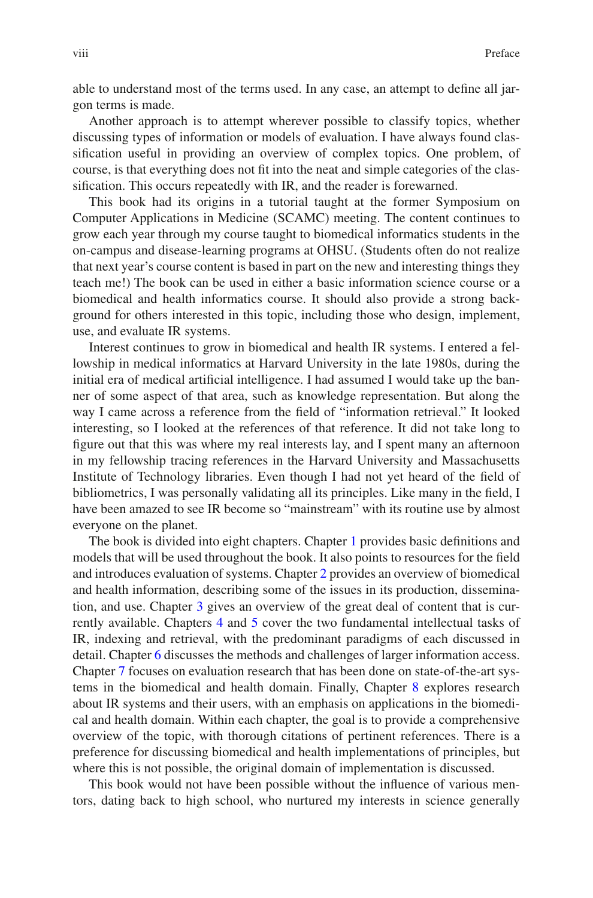able to understand most of the terms used. In any case, an attempt to define all jargon terms is made.

Another approach is to attempt wherever possible to classify topics, whether discussing types of information or models of evaluation. I have always found classification useful in providing an overview of complex topics. One problem, of course, is that everything does not fit into the neat and simple categories of the classification. This occurs repeatedly with IR, and the reader is forewarned.

This book had its origins in a tutorial taught at the former Symposium on Computer Applications in Medicine (SCAMC) meeting. The content continues to grow each year through my course taught to biomedical informatics students in the on-campus and disease-learning programs at OHSU. (Students often do not realize that next year's course content is based in part on the new and interesting things they teach me!) The book can be used in either a basic information science course or a biomedical and health informatics course. It should also provide a strong background for others interested in this topic, including those who design, implement, use, and evaluate IR systems.

Interest continues to grow in biomedical and health IR systems. I entered a fellowship in medical informatics at Harvard University in the late 1980s, during the initial era of medical artificial intelligence. I had assumed I would take up the banner of some aspect of that area, such as knowledge representation. But along the way I came across a reference from the field of "information retrieval." It looked interesting, so I looked at the references of that reference. It did not take long to figure out that this was where my real interests lay, and I spent many an afternoon in my fellowship tracing references in the Harvard University and Massachusetts Institute of Technology libraries. Even though I had not yet heard of the field of bibliometrics, I was personally validating all its principles. Like many in the field, I have been amazed to see IR become so "mainstream" with its routine use by almost everyone on the planet.

The book is divided into eight chapters. Chapter 1 provides basic definitions and models that will be used throughout the book. It also points to resources for the field and introduces evaluation of systems. Chapter 2 provides an overview of biomedical and health information, describing some of the issues in its production, dissemination, and use. Chapter 3 gives an overview of the great deal of content that is currently available. Chapters 4 and 5 cover the two fundamental intellectual tasks of IR, indexing and retrieval, with the predominant paradigms of each discussed in detail. Chapter 6 discusses the methods and challenges of larger information access. Chapter 7 focuses on evaluation research that has been done on state-of-the-art systems in the biomedical and health domain. Finally, Chapter 8 explores research about IR systems and their users, with an emphasis on applications in the biomedical and health domain. Within each chapter, the goal is to provide a comprehensive overview of the topic, with thorough citations of pertinent references. There is a preference for discussing biomedical and health implementations of principles, but where this is not possible, the original domain of implementation is discussed.

This book would not have been possible without the influence of various mentors, dating back to high school, who nurtured my interests in science generally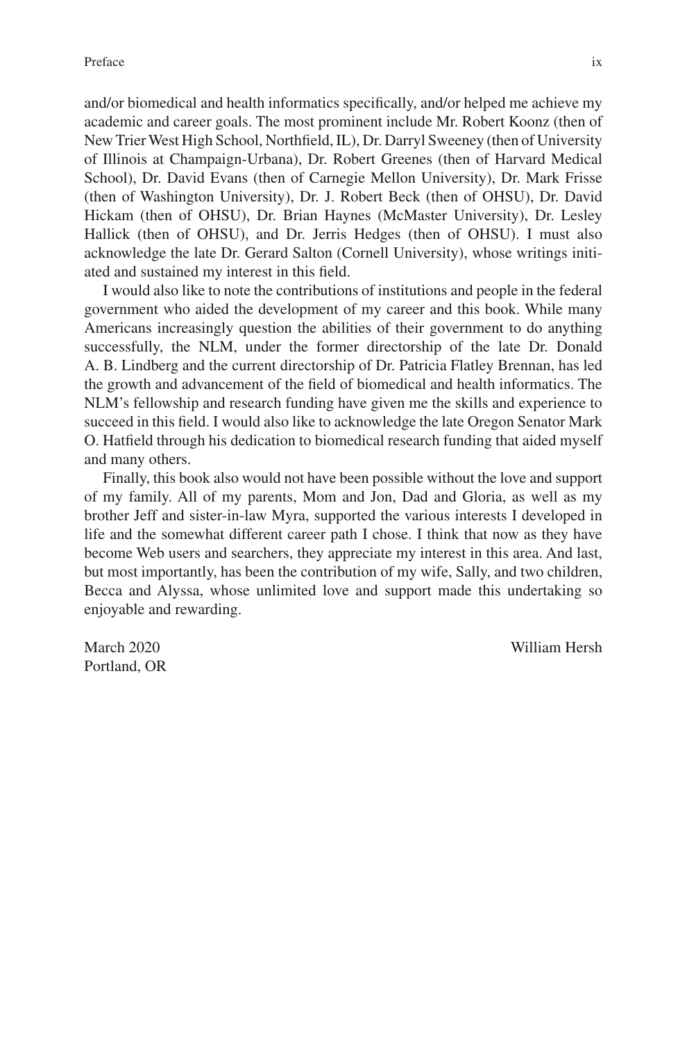and/or biomedical and health informatics specifically, and/or helped me achieve my academic and career goals. The most prominent include Mr. Robert Koonz (then of New Trier West High School, Northfield, IL), Dr. Darryl Sweeney (then of University of Illinois at Champaign-Urbana), Dr. Robert Greenes (then of Harvard Medical School), Dr. David Evans (then of Carnegie Mellon University), Dr. Mark Frisse (then of Washington University), Dr. J. Robert Beck (then of OHSU), Dr. David Hickam (then of OHSU), Dr. Brian Haynes (McMaster University), Dr. Lesley Hallick (then of OHSU), and Dr. Jerris Hedges (then of OHSU). I must also acknowledge the late Dr. Gerard Salton (Cornell University), whose writings initiated and sustained my interest in this field.

I would also like to note the contributions of institutions and people in the federal government who aided the development of my career and this book. While many Americans increasingly question the abilities of their government to do anything successfully, the NLM, under the former directorship of the late Dr. Donald A. B. Lindberg and the current directorship of Dr. Patricia Flatley Brennan, has led the growth and advancement of the field of biomedical and health informatics. The NLM's fellowship and research funding have given me the skills and experience to succeed in this field. I would also like to acknowledge the late Oregon Senator Mark O. Hatfield through his dedication to biomedical research funding that aided myself and many others.

Finally, this book also would not have been possible without the love and support of my family. All of my parents, Mom and Jon, Dad and Gloria, as well as my brother Jeff and sister-in-law Myra, supported the various interests I developed in life and the somewhat different career path I chose. I think that now as they have become Web users and searchers, they appreciate my interest in this area. And last, but most importantly, has been the contribution of my wife, Sally, and two children, Becca and Alyssa, whose unlimited love and support made this undertaking so enjoyable and rewarding.

March 2020 William Hersh
Portland, OR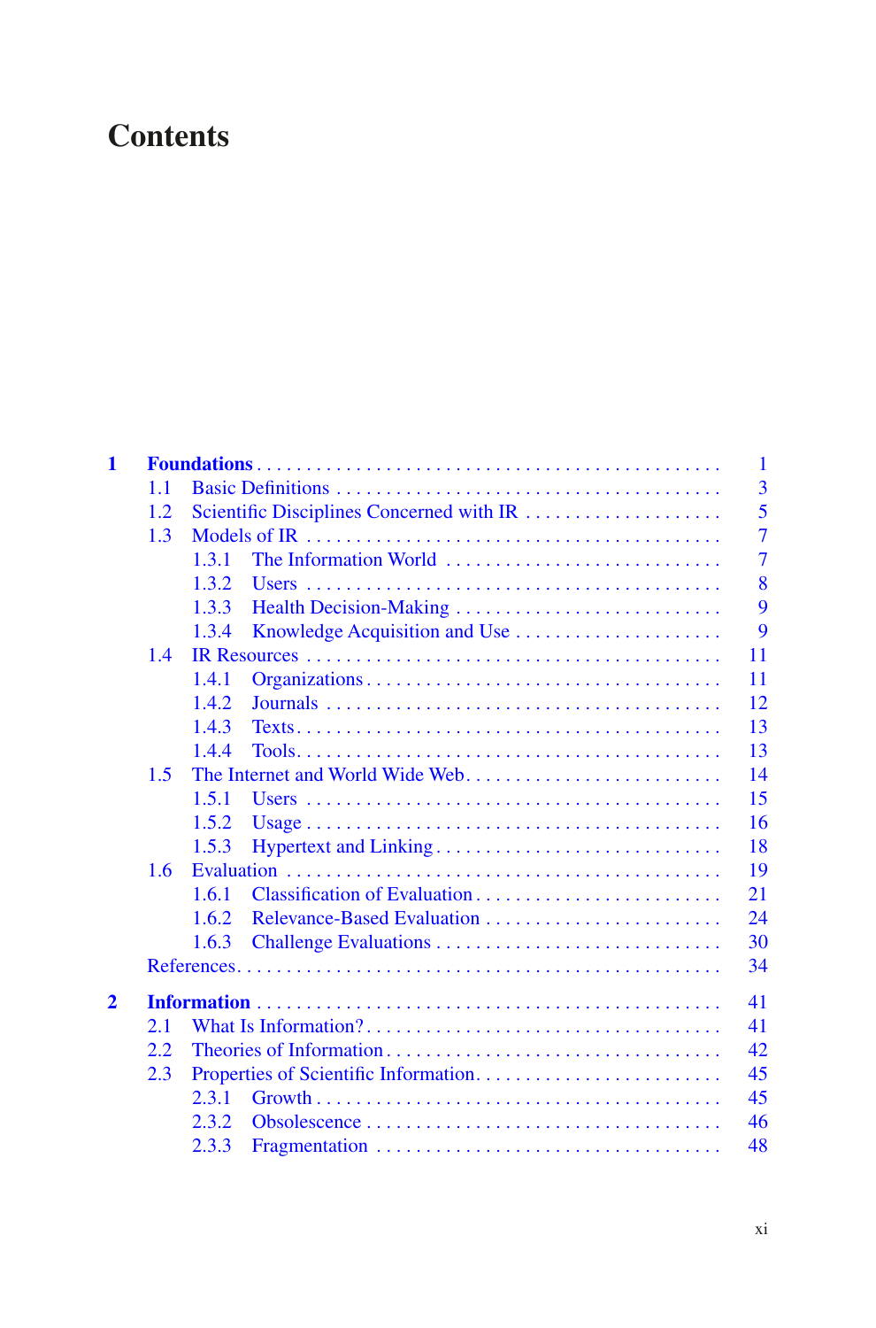# Contents

- **1 Foundations** — 1
  - 1.1 Basic Definitions — 3
  - 1.2 Scientific Disciplines Concerned with IR — 5
  - 1.3 Models of IR — 7
    - 1.3.1 The Information World — 7
    - 1.3.2 Users — 8
    - 1.3.3 Health Decision-Making — 9
    - 1.3.4 Knowledge Acquisition and Use — 9
  - 1.4 IR Resources — 11
    - 1.4.1 Organizations — 11
    - 1.4.2 Journals — 12
    - 1.4.3 Texts — 13
    - 1.4.4 Tools — 13
  - 1.5 The Internet and World Wide Web — 14
    - 1.5.1 Users — 15
    - 1.5.2 Usage — 16
    - 1.5.3 Hypertext and Linking — 18
  - 1.6 Evaluation — 19
    - 1.6.1 Classification of Evaluation — 21
    - 1.6.2 Relevance-Based Evaluation — 24
    - 1.6.3 Challenge Evaluations — 30
  - References — 34
- **2 Information** — 41
  - 2.1 What Is Information? — 41
  - 2.2 Theories of Information — 42
  - 2.3 Properties of Scientific Information — 45
    - 2.3.1 Growth — 45
    - 2.3.2 Obsolescence — 46
    - 2.3.3 Fragmentation — 48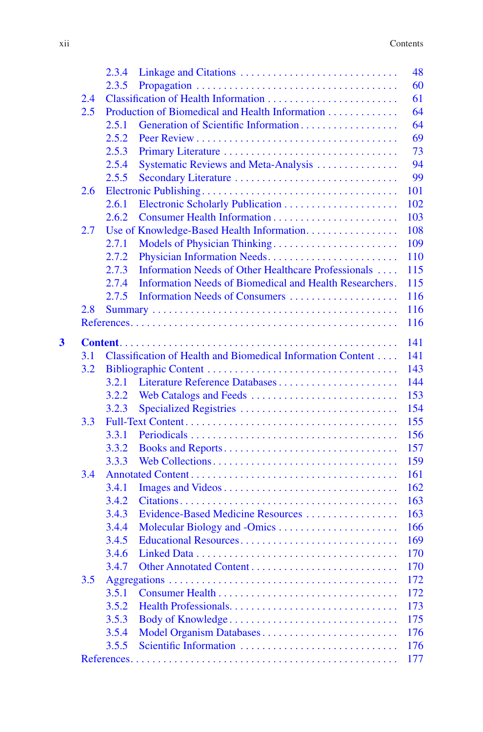2.3.4 Linkage and Citations . . . . . . . . . . . . . . . . . . . . . . . . . . . . 48
2.3.5 Propagation . . . . . . . . . . . . . . . . . . . . . . . . . . . . . . . . . . . 60

2.4 Classification of Health Information . . . . . . . . . . . . . . . . . . . . . . . . 61

2.5 Production of Biomedical and Health Information . . . . . . . . . . . . 64
2.5.1 Generation of Scientific Information . . . . . . . . . . . . . . . . . . 64
2.5.2 Peer Review . . . . . . . . . . . . . . . . . . . . . . . . . . . . . . . . . . . . 69
2.5.3 Primary Literature . . . . . . . . . . . . . . . . . . . . . . . . . . . . . . . 73
2.5.4 Systematic Reviews and Meta-Analysis . . . . . . . . . . . . . . . 94
2.5.5 Secondary Literature . . . . . . . . . . . . . . . . . . . . . . . . . . . . . 99

2.6 Electronic Publishing . . . . . . . . . . . . . . . . . . . . . . . . . . . . . . . . . . 101
2.6.1 Electronic Scholarly Publication . . . . . . . . . . . . . . . . . . . . . 102
2.6.2 Consumer Health Information . . . . . . . . . . . . . . . . . . . . . . . 103

2.7 Use of Knowledge-Based Health Information. . . . . . . . . . . . . . . . 108
2.7.1 Models of Physician Thinking . . . . . . . . . . . . . . . . . . . . . . . 109
2.7.2 Physician Information Needs. . . . . . . . . . . . . . . . . . . . . . . . 110
2.7.3 Information Needs of Other Healthcare Professionals . . . . 115
2.7.4 Information Needs of Biomedical and Health Researchers. 115
2.7.5 Information Needs of Consumers . . . . . . . . . . . . . . . . . . . . 116

2.8 Summary . . . . . . . . . . . . . . . . . . . . . . . . . . . . . . . . . . . . . . . . . . . 116

References. . . . . . . . . . . . . . . . . . . . . . . . . . . . . . . . . . . . . . . . . . . . . 116

**3 Content** . . . . . . . . . . . . . . . . . . . . . . . . . . . . . . . . . . . . . . . . . . . . . . 141

3.1 Classification of Health and Biomedical Information Content . . . . 141

3.2 Bibliographic Content . . . . . . . . . . . . . . . . . . . . . . . . . . . . . . . . . . 143
3.2.1 Literature Reference Databases . . . . . . . . . . . . . . . . . . . . . . 144
3.2.2 Web Catalogs and Feeds . . . . . . . . . . . . . . . . . . . . . . . . . . . 153
3.2.3 Specialized Registries . . . . . . . . . . . . . . . . . . . . . . . . . . . . . 154

3.3 Full-Text Content . . . . . . . . . . . . . . . . . . . . . . . . . . . . . . . . . . . . . 155
3.3.1 Periodicals . . . . . . . . . . . . . . . . . . . . . . . . . . . . . . . . . . . . . 156
3.3.2 Books and Reports . . . . . . . . . . . . . . . . . . . . . . . . . . . . . . . 157
3.3.3 Web Collections . . . . . . . . . . . . . . . . . . . . . . . . . . . . . . . . . 159

3.4 Annotated Content . . . . . . . . . . . . . . . . . . . . . . . . . . . . . . . . . . . . 161
3.4.1 Images and Videos . . . . . . . . . . . . . . . . . . . . . . . . . . . . . . . 162
3.4.2 Citations . . . . . . . . . . . . . . . . . . . . . . . . . . . . . . . . . . . . . . . 163
3.4.3 Evidence-Based Medicine Resources . . . . . . . . . . . . . . . . . 163
3.4.4 Molecular Biology and -Omics . . . . . . . . . . . . . . . . . . . . . . 166
3.4.5 Educational Resources. . . . . . . . . . . . . . . . . . . . . . . . . . . . . 169
3.4.6 Linked Data . . . . . . . . . . . . . . . . . . . . . . . . . . . . . . . . . . . . 170
3.4.7 Other Annotated Content . . . . . . . . . . . . . . . . . . . . . . . . . . 170

3.5 Aggregations . . . . . . . . . . . . . . . . . . . . . . . . . . . . . . . . . . . . . . . . 172
3.5.1 Consumer Health . . . . . . . . . . . . . . . . . . . . . . . . . . . . . . . . 172
3.5.2 Health Professionals. . . . . . . . . . . . . . . . . . . . . . . . . . . . . . 173
3.5.3 Body of Knowledge . . . . . . . . . . . . . . . . . . . . . . . . . . . . . . 175
3.5.4 Model Organism Databases . . . . . . . . . . . . . . . . . . . . . . . . 176
3.5.5 Scientific Information . . . . . . . . . . . . . . . . . . . . . . . . . . . . 176

References. . . . . . . . . . . . . . . . . . . . . . . . . . . . . . . . . . . . . . . . . . . . . 177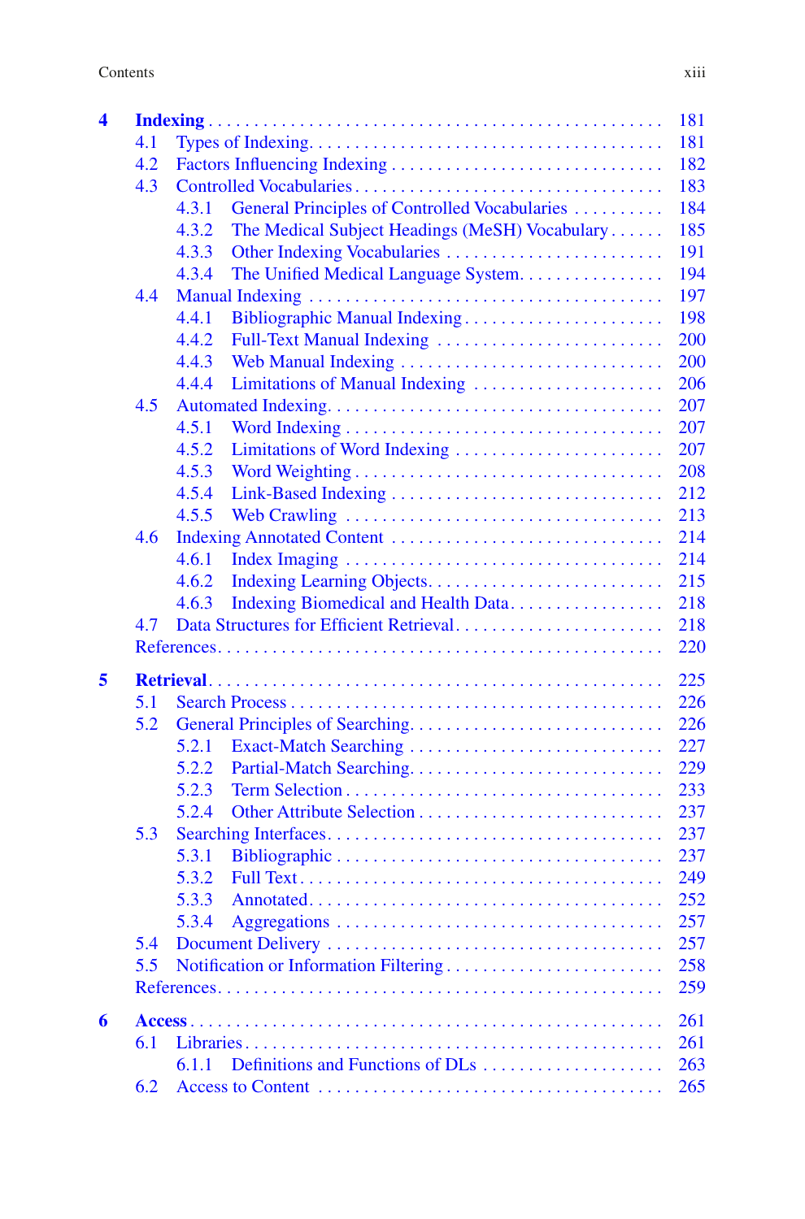**4 Indexing** . . . . . . . . . . 181

- 4.1 Types of Indexing . . . . . . . . . . 181
- 4.2 Factors Influencing Indexing . . . . . . . . . . 182
- 4.3 Controlled Vocabularies . . . . . . . . . . 183
  - 4.3.1 General Principles of Controlled Vocabularies . . . . . . . . . . 184
  - 4.3.2 The Medical Subject Headings (MeSH) Vocabulary . . . . . . 185
  - 4.3.3 Other Indexing Vocabularies . . . . . . . . . . 191
  - 4.3.4 The Unified Medical Language System . . . . . . . . . . 194
- 4.4 Manual Indexing . . . . . . . . . . 197
  - 4.4.1 Bibliographic Manual Indexing . . . . . . . . . . 198
  - 4.4.2 Full-Text Manual Indexing . . . . . . . . . . 200
  - 4.4.3 Web Manual Indexing . . . . . . . . . . 200
  - 4.4.4 Limitations of Manual Indexing . . . . . . . . . . 206
- 4.5 Automated Indexing . . . . . . . . . . 207
  - 4.5.1 Word Indexing . . . . . . . . . . 207
  - 4.5.2 Limitations of Word Indexing . . . . . . . . . . 207
  - 4.5.3 Word Weighting . . . . . . . . . . 208
  - 4.5.4 Link-Based Indexing . . . . . . . . . . 212
  - 4.5.5 Web Crawling . . . . . . . . . . 213
- 4.6 Indexing Annotated Content . . . . . . . . . . 214
  - 4.6.1 Index Imaging . . . . . . . . . . 214
  - 4.6.2 Indexing Learning Objects . . . . . . . . . . 215
  - 4.6.3 Indexing Biomedical and Health Data . . . . . . . . . . 218
- 4.7 Data Structures for Efficient Retrieval . . . . . . . . . . 218
- References . . . . . . . . . . 220

**5 Retrieval** . . . . . . . . . . 225

- 5.1 Search Process . . . . . . . . . . 226
- 5.2 General Principles of Searching . . . . . . . . . . 226
  - 5.2.1 Exact-Match Searching . . . . . . . . . . 227
  - 5.2.2 Partial-Match Searching . . . . . . . . . . 229
  - 5.2.3 Term Selection . . . . . . . . . . 233
  - 5.2.4 Other Attribute Selection . . . . . . . . . . 237
- 5.3 Searching Interfaces . . . . . . . . . . 237
  - 5.3.1 Bibliographic . . . . . . . . . . 237
  - 5.3.2 Full Text . . . . . . . . . . 249
  - 5.3.3 Annotated . . . . . . . . . . 252
  - 5.3.4 Aggregations . . . . . . . . . . 257
- 5.4 Document Delivery . . . . . . . . . . 257
- 5.5 Notification or Information Filtering . . . . . . . . . . 258
- References . . . . . . . . . . 259

**6 Access** . . . . . . . . . . 261

- 6.1 Libraries . . . . . . . . . . 261
  - 6.1.1 Definitions and Functions of DLs . . . . . . . . . . 263
- 6.2 Access to Content . . . . . . . . . . 265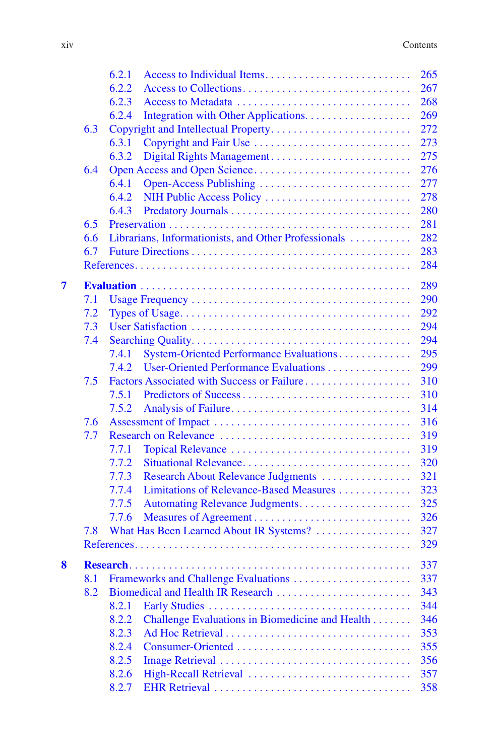- 6.2.1 Access to Individual Items . . . . . . . . . . 265
- 6.2.2 Access to Collections . . . . . . . . . . 267
- 6.2.3 Access to Metadata . . . . . . . . . . 268
- 6.2.4 Integration with Other Applications . . . . . . . . . . 269
- 6.3 Copyright and Intellectual Property . . . . . . . . . . 272
  - 6.3.1 Copyright and Fair Use . . . . . . . . . . 273
  - 6.3.2 Digital Rights Management . . . . . . . . . . 275
- 6.4 Open Access and Open Science . . . . . . . . . . 276
  - 6.4.1 Open-Access Publishing . . . . . . . . . . 277
  - 6.4.2 NIH Public Access Policy . . . . . . . . . . 278
  - 6.4.3 Predatory Journals . . . . . . . . . . 280
- 6.5 Preservation . . . . . . . . . . 281
- 6.6 Librarians, Informationists, and Other Professionals . . . . . . . . . . 282
- 6.7 Future Directions . . . . . . . . . . 283
- References . . . . . . . . . . 284

**7 Evaluation** . . . . . . . . . . 289
- 7.1 Usage Frequency . . . . . . . . . . 290
- 7.2 Types of Usage . . . . . . . . . . 292
- 7.3 User Satisfaction . . . . . . . . . . 294
- 7.4 Searching Quality . . . . . . . . . . 294
  - 7.4.1 System-Oriented Performance Evaluations . . . . . . . . . . 295
  - 7.4.2 User-Oriented Performance Evaluations . . . . . . . . . . 299
- 7.5 Factors Associated with Success or Failure . . . . . . . . . . 310
  - 7.5.1 Predictors of Success . . . . . . . . . . 310
  - 7.5.2 Analysis of Failure . . . . . . . . . . 314
- 7.6 Assessment of Impact . . . . . . . . . . 316
- 7.7 Research on Relevance . . . . . . . . . . 319
  - 7.7.1 Topical Relevance . . . . . . . . . . 319
  - 7.7.2 Situational Relevance . . . . . . . . . . 320
  - 7.7.3 Research About Relevance Judgments . . . . . . . . . . 321
  - 7.7.4 Limitations of Relevance-Based Measures . . . . . . . . . . 323
  - 7.7.5 Automating Relevance Judgments . . . . . . . . . . 325
  - 7.7.6 Measures of Agreement . . . . . . . . . . 326
- 7.8 What Has Been Learned About IR Systems? . . . . . . . . . . 327
- References . . . . . . . . . . 329

**8 Research** . . . . . . . . . . 337
- 8.1 Frameworks and Challenge Evaluations . . . . . . . . . . 337
- 8.2 Biomedical and Health IR Research . . . . . . . . . . 343
  - 8.2.1 Early Studies . . . . . . . . . . 344
  - 8.2.2 Challenge Evaluations in Biomedicine and Health . . . . . . . . . . 346
  - 8.2.3 Ad Hoc Retrieval . . . . . . . . . . 353
  - 8.2.4 Consumer-Oriented . . . . . . . . . . 355
  - 8.2.5 Image Retrieval . . . . . . . . . . 356
  - 8.2.6 High-Recall Retrieval . . . . . . . . . . 357
  - 8.2.7 EHR Retrieval . . . . . . . . . . 358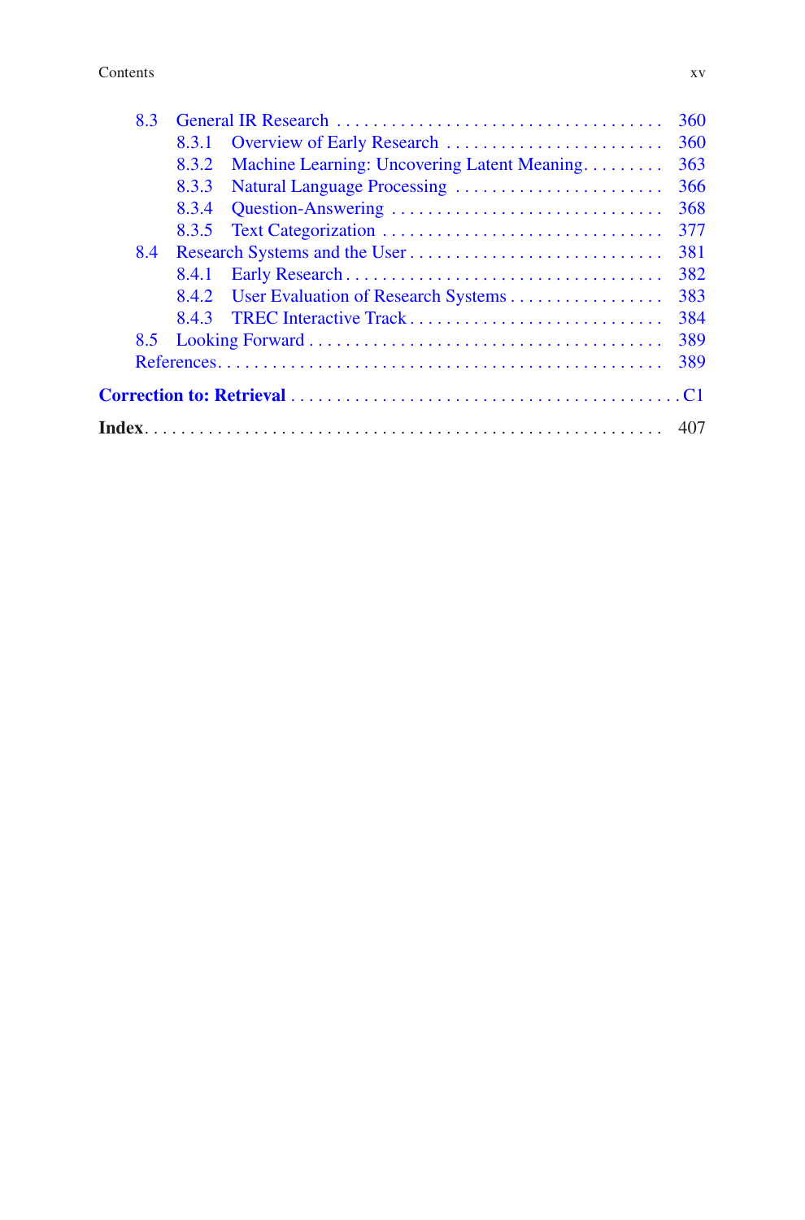8.3 General IR Research ..... 360

8.3.1 Overview of Early Research ..... 360

8.3.2 Machine Learning: Uncovering Latent Meaning ..... 363

8.3.3 Natural Language Processing ..... 366

8.3.4 Question-Answering ..... 368

8.3.5 Text Categorization ..... 377

8.4 Research Systems and the User ..... 381

8.4.1 Early Research ..... 382

8.4.2 User Evaluation of Research Systems ..... 383

8.4.3 TREC Interactive Track ..... 384

8.5 Looking Forward ..... 389

References ..... 389

**Correction to: Retrieval** ..... C1

**Index** ..... 407